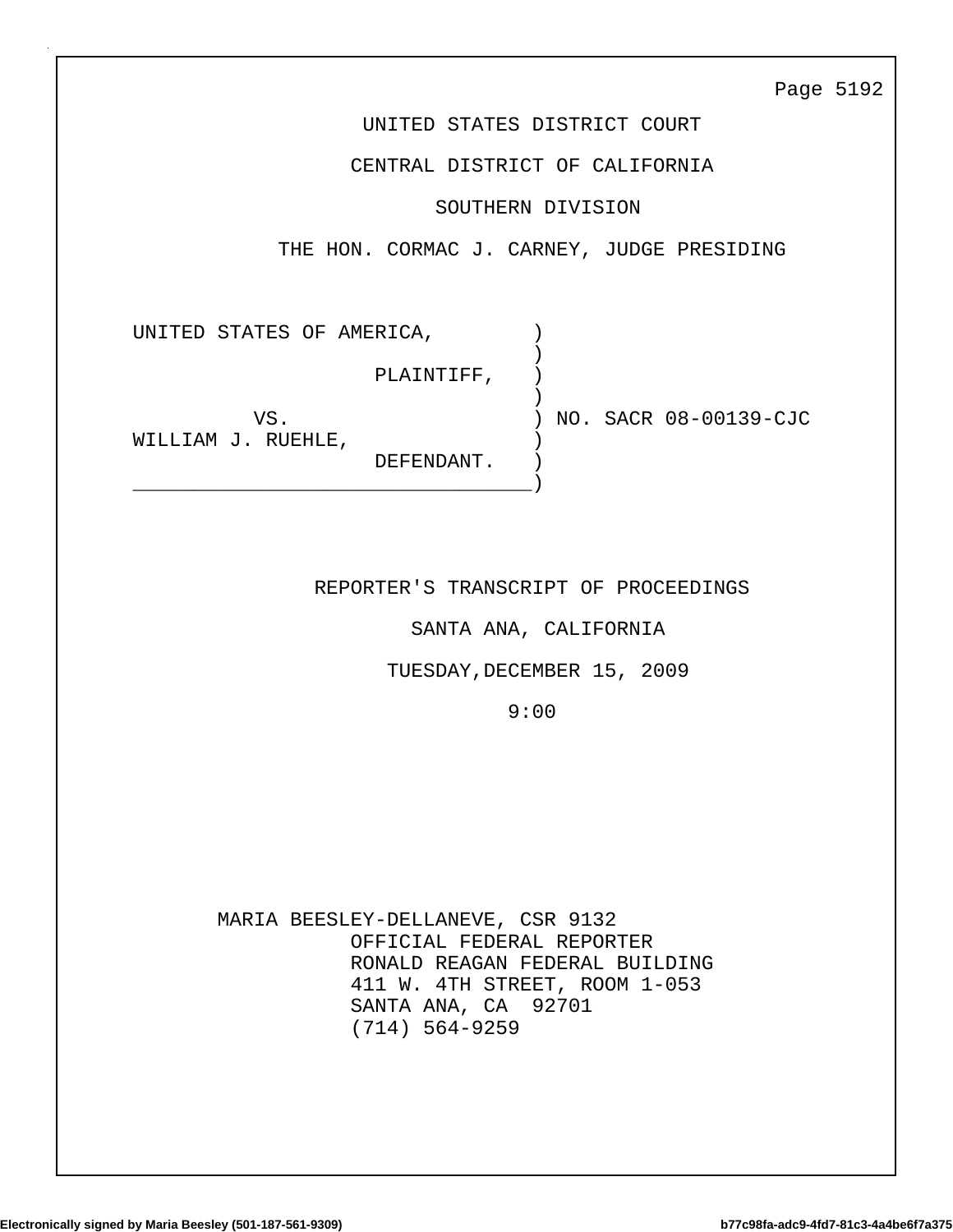UNITED STATES DISTRICT COURT

CENTRAL DISTRICT OF CALIFORNIA

SOUTHERN DIVISION

THE HON. CORMAC J. CARNEY, JUDGE PRESIDING

```
UNITED STATES OF AMERICA,        )
                                 )
                   PLAINTIFF,    )
                                 )
          VS.                    ) NO. SACR 08-00139-CJC
WILLIAM J. RUEHLE,               )
                   DEFENDANT.    )
_________________________________)
```

REPORTER'S TRANSCRIPT OF PROCEEDINGS

SANTA ANA, CALIFORNIA

TUESDAY,DECEMBER 15, 2009

9:00

MARIA BEESLEY-DELLANEVE, CSR 9132
OFFICIAL FEDERAL REPORTER
RONALD REAGAN FEDERAL BUILDING
411 W. 4TH STREET, ROOM 1-053
SANTA ANA, CA 92701
(714) 564-9259

Electronically signed by Maria Beesley (501-187-561-9309) b77c98fa-adc9-4fd7-81c3-4a4be6f7a375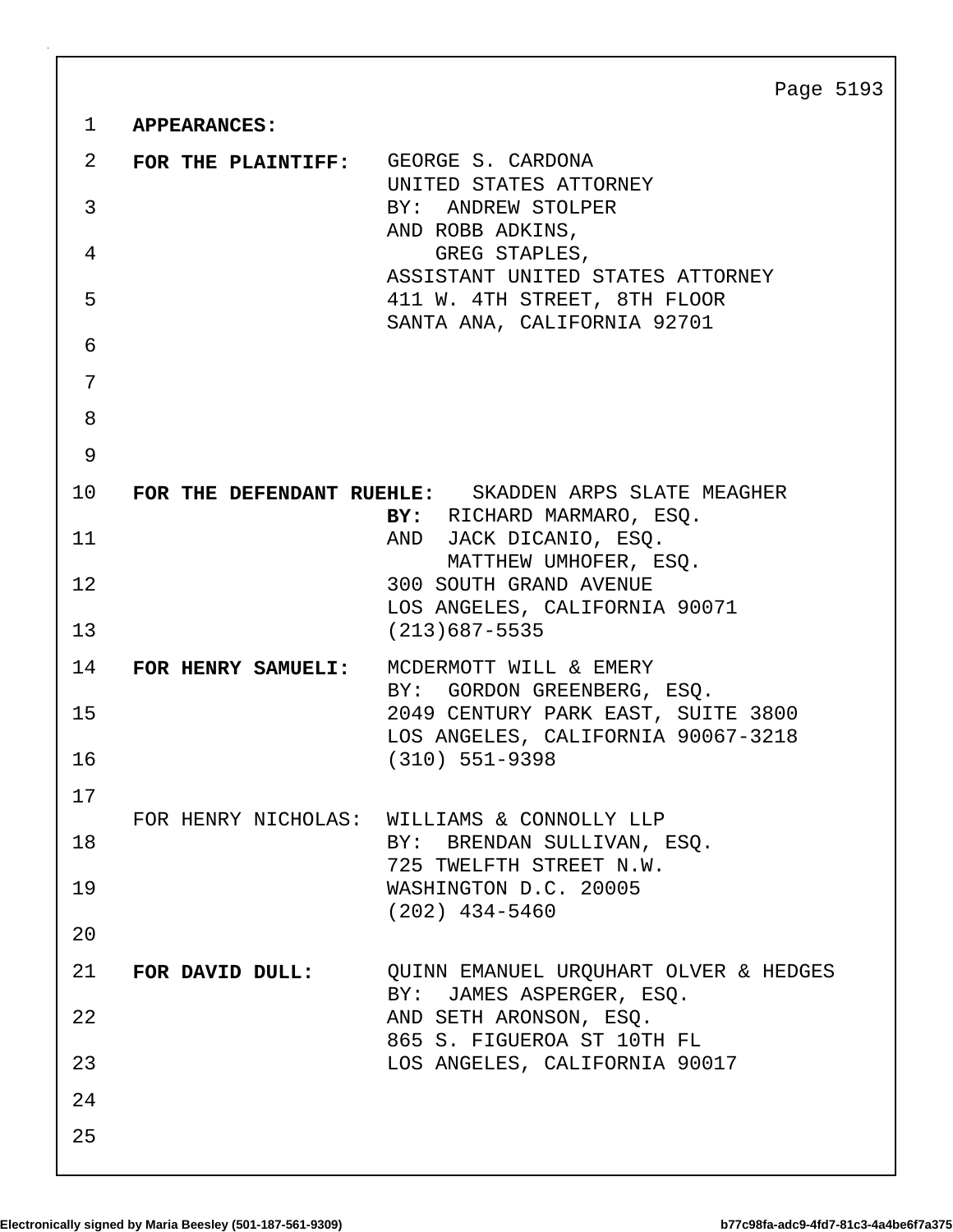**APPEARANCES:**

**FOR THE PLAINTIFF:**
GEORGE S. CARDONA
UNITED STATES ATTORNEY
BY: ANDREW STOLPER
AND ROBB ADKINS,
GREG STAPLES,
ASSISTANT UNITED STATES ATTORNEY
411 W. 4TH STREET, 8TH FLOOR
SANTA ANA, CALIFORNIA 92701

**FOR THE DEFENDANT RUEHLE:**
SKADDEN ARPS SLATE MEAGHER
**BY:** RICHARD MARMARO, ESQ.
AND JACK DICANIO, ESQ.
MATTHEW UMHOFER, ESQ.
300 SOUTH GRAND AVENUE
LOS ANGELES, CALIFORNIA 90071
(213)687-5535

**FOR HENRY SAMUELI:**
MCDERMOTT WILL & EMERY
BY: GORDON GREENBERG, ESQ.
2049 CENTURY PARK EAST, SUITE 3800
LOS ANGELES, CALIFORNIA 90067-3218
(310) 551-9398

FOR HENRY NICHOLAS:
WILLIAMS & CONNOLLY LLP
BY: BRENDAN SULLIVAN, ESQ.
725 TWELFTH STREET N.W.
WASHINGTON D.C. 20005
(202) 434-5460

**FOR DAVID DULL:**
QUINN EMANUEL URQUHART OLVER & HEDGES
BY: JAMES ASPERGER, ESQ.
AND SETH ARONSON, ESQ.
865 S. FIGUEROA ST 10TH FL
LOS ANGELES, CALIFORNIA 90017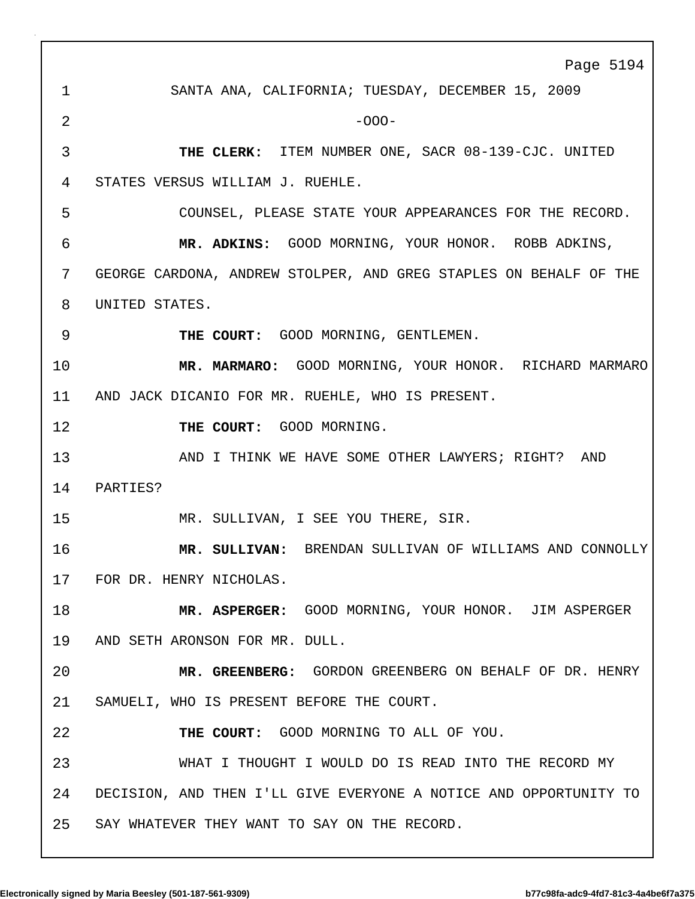SANTA ANA, CALIFORNIA; TUESDAY, DECEMBER 15, 2009

-OOO-

**THE CLERK:** ITEM NUMBER ONE, SACR 08-139-CJC. UNITED STATES VERSUS WILLIAM J. RUEHLE.

COUNSEL, PLEASE STATE YOUR APPEARANCES FOR THE RECORD.

**MR. ADKINS:** GOOD MORNING, YOUR HONOR. ROBB ADKINS, GEORGE CARDONA, ANDREW STOLPER, AND GREG STAPLES ON BEHALF OF THE UNITED STATES.

**THE COURT:** GOOD MORNING, GENTLEMEN.

**MR. MARMARO:** GOOD MORNING, YOUR HONOR. RICHARD MARMARO AND JACK DICANIO FOR MR. RUEHLE, WHO IS PRESENT.

**THE COURT:** GOOD MORNING.

AND I THINK WE HAVE SOME OTHER LAWYERS; RIGHT? AND PARTIES?

MR. SULLIVAN, I SEE YOU THERE, SIR.

**MR. SULLIVAN:** BRENDAN SULLIVAN OF WILLIAMS AND CONNOLLY FOR DR. HENRY NICHOLAS.

**MR. ASPERGER:** GOOD MORNING, YOUR HONOR. JIM ASPERGER AND SETH ARONSON FOR MR. DULL.

**MR. GREENBERG:** GORDON GREENBERG ON BEHALF OF DR. HENRY SAMUELI, WHO IS PRESENT BEFORE THE COURT.

**THE COURT:** GOOD MORNING TO ALL OF YOU.

WHAT I THOUGHT I WOULD DO IS READ INTO THE RECORD MY DECISION, AND THEN I'LL GIVE EVERYONE A NOTICE AND OPPORTUNITY TO SAY WHATEVER THEY WANT TO SAY ON THE RECORD.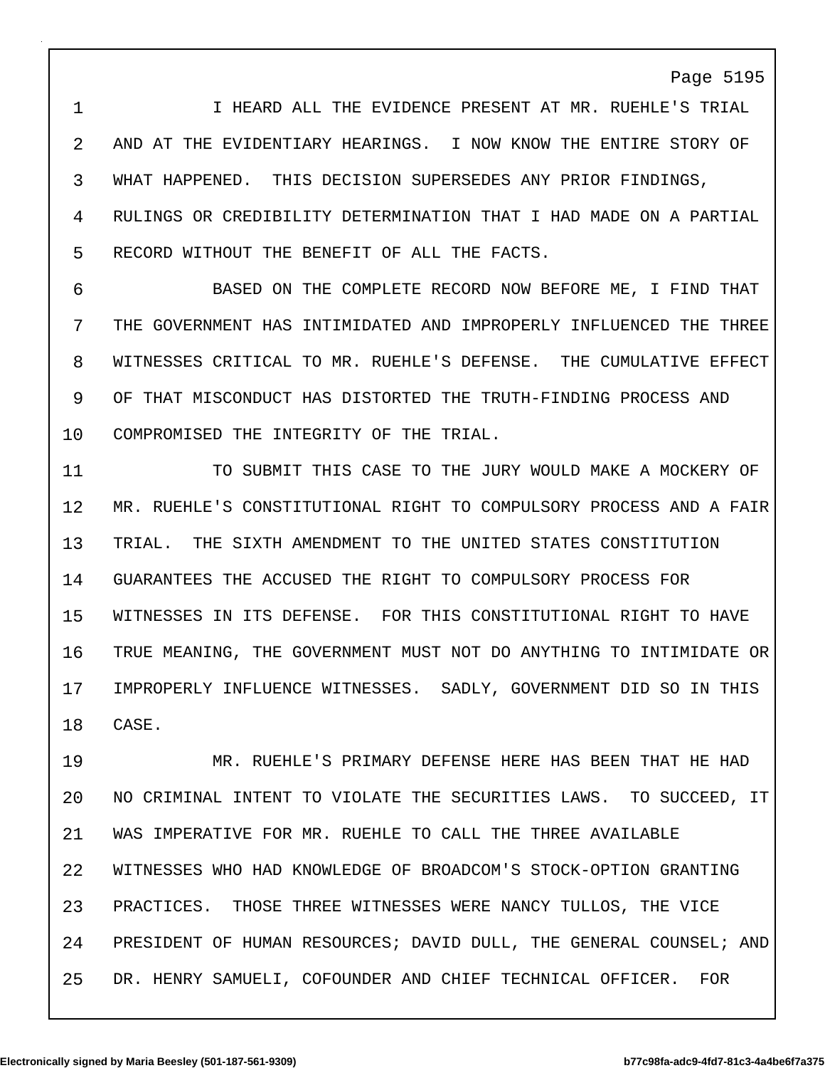I HEARD ALL THE EVIDENCE PRESENT AT MR. RUEHLE'S TRIAL AND AT THE EVIDENTIARY HEARINGS. I NOW KNOW THE ENTIRE STORY OF WHAT HAPPENED. THIS DECISION SUPERSEDES ANY PRIOR FINDINGS, RULINGS OR CREDIBILITY DETERMINATION THAT I HAD MADE ON A PARTIAL RECORD WITHOUT THE BENEFIT OF ALL THE FACTS.

BASED ON THE COMPLETE RECORD NOW BEFORE ME, I FIND THAT THE GOVERNMENT HAS INTIMIDATED AND IMPROPERLY INFLUENCED THE THREE WITNESSES CRITICAL TO MR. RUEHLE'S DEFENSE. THE CUMULATIVE EFFECT OF THAT MISCONDUCT HAS DISTORTED THE TRUTH-FINDING PROCESS AND COMPROMISED THE INTEGRITY OF THE TRIAL.

TO SUBMIT THIS CASE TO THE JURY WOULD MAKE A MOCKERY OF MR. RUEHLE'S CONSTITUTIONAL RIGHT TO COMPULSORY PROCESS AND A FAIR TRIAL. THE SIXTH AMENDMENT TO THE UNITED STATES CONSTITUTION GUARANTEES THE ACCUSED THE RIGHT TO COMPULSORY PROCESS FOR WITNESSES IN ITS DEFENSE. FOR THIS CONSTITUTIONAL RIGHT TO HAVE TRUE MEANING, THE GOVERNMENT MUST NOT DO ANYTHING TO INTIMIDATE OR IMPROPERLY INFLUENCE WITNESSES. SADLY, GOVERNMENT DID SO IN THIS CASE.

MR. RUEHLE'S PRIMARY DEFENSE HERE HAS BEEN THAT HE HAD NO CRIMINAL INTENT TO VIOLATE THE SECURITIES LAWS. TO SUCCEED, IT WAS IMPERATIVE FOR MR. RUEHLE TO CALL THE THREE AVAILABLE WITNESSES WHO HAD KNOWLEDGE OF BROADCOM'S STOCK-OPTION GRANTING PRACTICES. THOSE THREE WITNESSES WERE NANCY TULLOS, THE VICE PRESIDENT OF HUMAN RESOURCES; DAVID DULL, THE GENERAL COUNSEL; AND DR. HENRY SAMUELI, COFOUNDER AND CHIEF TECHNICAL OFFICER. FOR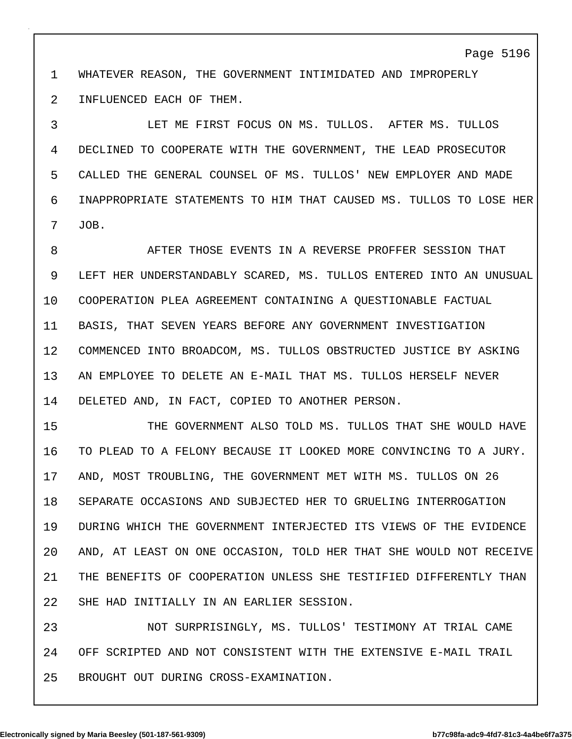WHATEVER REASON, THE GOVERNMENT INTIMIDATED AND IMPROPERLY INFLUENCED EACH OF THEM.

LET ME FIRST FOCUS ON MS. TULLOS. AFTER MS. TULLOS DECLINED TO COOPERATE WITH THE GOVERNMENT, THE LEAD PROSECUTOR CALLED THE GENERAL COUNSEL OF MS. TULLOS' NEW EMPLOYER AND MADE INAPPROPRIATE STATEMENTS TO HIM THAT CAUSED MS. TULLOS TO LOSE HER JOB.

AFTER THOSE EVENTS IN A REVERSE PROFFER SESSION THAT LEFT HER UNDERSTANDABLY SCARED, MS. TULLOS ENTERED INTO AN UNUSUAL COOPERATION PLEA AGREEMENT CONTAINING A QUESTIONABLE FACTUAL BASIS, THAT SEVEN YEARS BEFORE ANY GOVERNMENT INVESTIGATION COMMENCED INTO BROADCOM, MS. TULLOS OBSTRUCTED JUSTICE BY ASKING AN EMPLOYEE TO DELETE AN E-MAIL THAT MS. TULLOS HERSELF NEVER DELETED AND, IN FACT, COPIED TO ANOTHER PERSON.

THE GOVERNMENT ALSO TOLD MS. TULLOS THAT SHE WOULD HAVE TO PLEAD TO A FELONY BECAUSE IT LOOKED MORE CONVINCING TO A JURY. AND, MOST TROUBLING, THE GOVERNMENT MET WITH MS. TULLOS ON 26 SEPARATE OCCASIONS AND SUBJECTED HER TO GRUELING INTERROGATION DURING WHICH THE GOVERNMENT INTERJECTED ITS VIEWS OF THE EVIDENCE AND, AT LEAST ON ONE OCCASION, TOLD HER THAT SHE WOULD NOT RECEIVE THE BENEFITS OF COOPERATION UNLESS SHE TESTIFIED DIFFERENTLY THAN SHE HAD INITIALLY IN AN EARLIER SESSION.

NOT SURPRISINGLY, MS. TULLOS' TESTIMONY AT TRIAL CAME OFF SCRIPTED AND NOT CONSISTENT WITH THE EXTENSIVE E-MAIL TRAIL BROUGHT OUT DURING CROSS-EXAMINATION.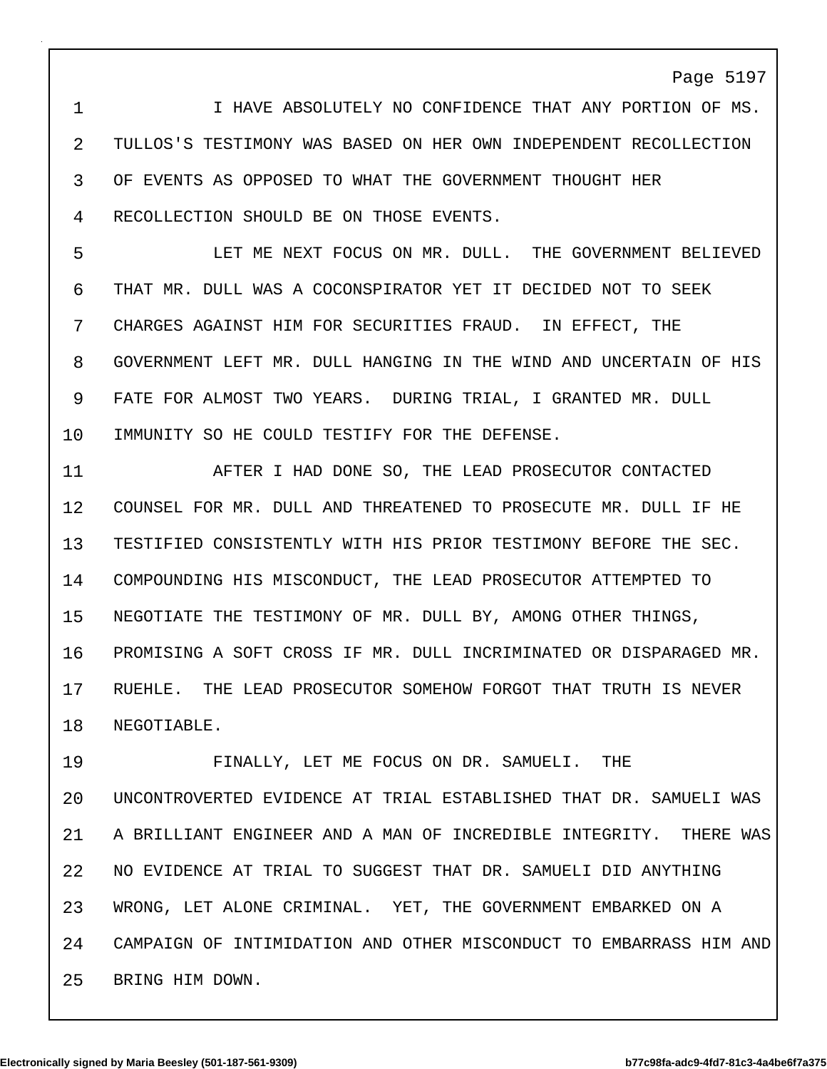I HAVE ABSOLUTELY NO CONFIDENCE THAT ANY PORTION OF MS. TULLOS'S TESTIMONY WAS BASED ON HER OWN INDEPENDENT RECOLLECTION OF EVENTS AS OPPOSED TO WHAT THE GOVERNMENT THOUGHT HER RECOLLECTION SHOULD BE ON THOSE EVENTS.

LET ME NEXT FOCUS ON MR. DULL. THE GOVERNMENT BELIEVED THAT MR. DULL WAS A COCONSPIRATOR YET IT DECIDED NOT TO SEEK CHARGES AGAINST HIM FOR SECURITIES FRAUD. IN EFFECT, THE GOVERNMENT LEFT MR. DULL HANGING IN THE WIND AND UNCERTAIN OF HIS FATE FOR ALMOST TWO YEARS. DURING TRIAL, I GRANTED MR. DULL IMMUNITY SO HE COULD TESTIFY FOR THE DEFENSE.

AFTER I HAD DONE SO, THE LEAD PROSECUTOR CONTACTED COUNSEL FOR MR. DULL AND THREATENED TO PROSECUTE MR. DULL IF HE TESTIFIED CONSISTENTLY WITH HIS PRIOR TESTIMONY BEFORE THE SEC. COMPOUNDING HIS MISCONDUCT, THE LEAD PROSECUTOR ATTEMPTED TO NEGOTIATE THE TESTIMONY OF MR. DULL BY, AMONG OTHER THINGS, PROMISING A SOFT CROSS IF MR. DULL INCRIMINATED OR DISPARAGED MR. RUEHLE. THE LEAD PROSECUTOR SOMEHOW FORGOT THAT TRUTH IS NEVER NEGOTIABLE.

FINALLY, LET ME FOCUS ON DR. SAMUELI. THE UNCONTROVERTED EVIDENCE AT TRIAL ESTABLISHED THAT DR. SAMUELI WAS A BRILLIANT ENGINEER AND A MAN OF INCREDIBLE INTEGRITY. THERE WAS NO EVIDENCE AT TRIAL TO SUGGEST THAT DR. SAMUELI DID ANYTHING WRONG, LET ALONE CRIMINAL. YET, THE GOVERNMENT EMBARKED ON A CAMPAIGN OF INTIMIDATION AND OTHER MISCONDUCT TO EMBARRASS HIM AND BRING HIM DOWN.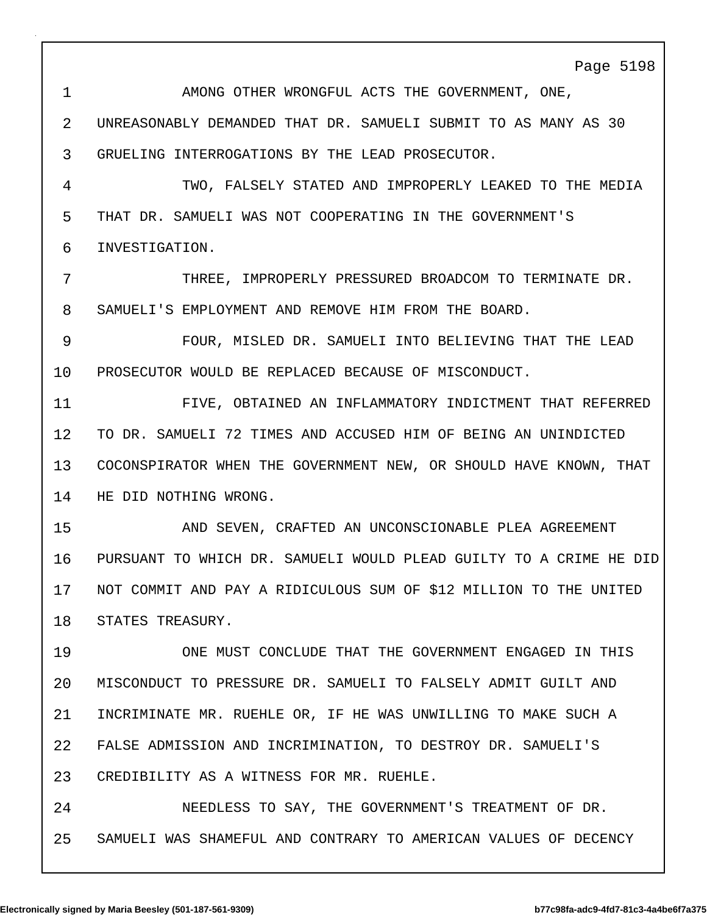AMONG OTHER WRONGFUL ACTS THE GOVERNMENT, ONE, UNREASONABLY DEMANDED THAT DR. SAMUELI SUBMIT TO AS MANY AS 30 GRUELING INTERROGATIONS BY THE LEAD PROSECUTOR.

TWO, FALSELY STATED AND IMPROPERLY LEAKED TO THE MEDIA THAT DR. SAMUELI WAS NOT COOPERATING IN THE GOVERNMENT'S INVESTIGATION.

THREE, IMPROPERLY PRESSURED BROADCOM TO TERMINATE DR. SAMUELI'S EMPLOYMENT AND REMOVE HIM FROM THE BOARD.

FOUR, MISLED DR. SAMUELI INTO BELIEVING THAT THE LEAD PROSECUTOR WOULD BE REPLACED BECAUSE OF MISCONDUCT.

FIVE, OBTAINED AN INFLAMMATORY INDICTMENT THAT REFERRED TO DR. SAMUELI 72 TIMES AND ACCUSED HIM OF BEING AN UNINDICTED COCONSPIRATOR WHEN THE GOVERNMENT NEW, OR SHOULD HAVE KNOWN, THAT HE DID NOTHING WRONG.

AND SEVEN, CRAFTED AN UNCONSCIONABLE PLEA AGREEMENT PURSUANT TO WHICH DR. SAMUELI WOULD PLEAD GUILTY TO A CRIME HE DID NOT COMMIT AND PAY A RIDICULOUS SUM OF $12 MILLION TO THE UNITED STATES TREASURY.

ONE MUST CONCLUDE THAT THE GOVERNMENT ENGAGED IN THIS MISCONDUCT TO PRESSURE DR. SAMUELI TO FALSELY ADMIT GUILT AND INCRIMINATE MR. RUEHLE OR, IF HE WAS UNWILLING TO MAKE SUCH A FALSE ADMISSION AND INCRIMINATION, TO DESTROY DR. SAMUELI'S CREDIBILITY AS A WITNESS FOR MR. RUEHLE.

NEEDLESS TO SAY, THE GOVERNMENT'S TREATMENT OF DR. SAMUELI WAS SHAMEFUL AND CONTRARY TO AMERICAN VALUES OF DECENCY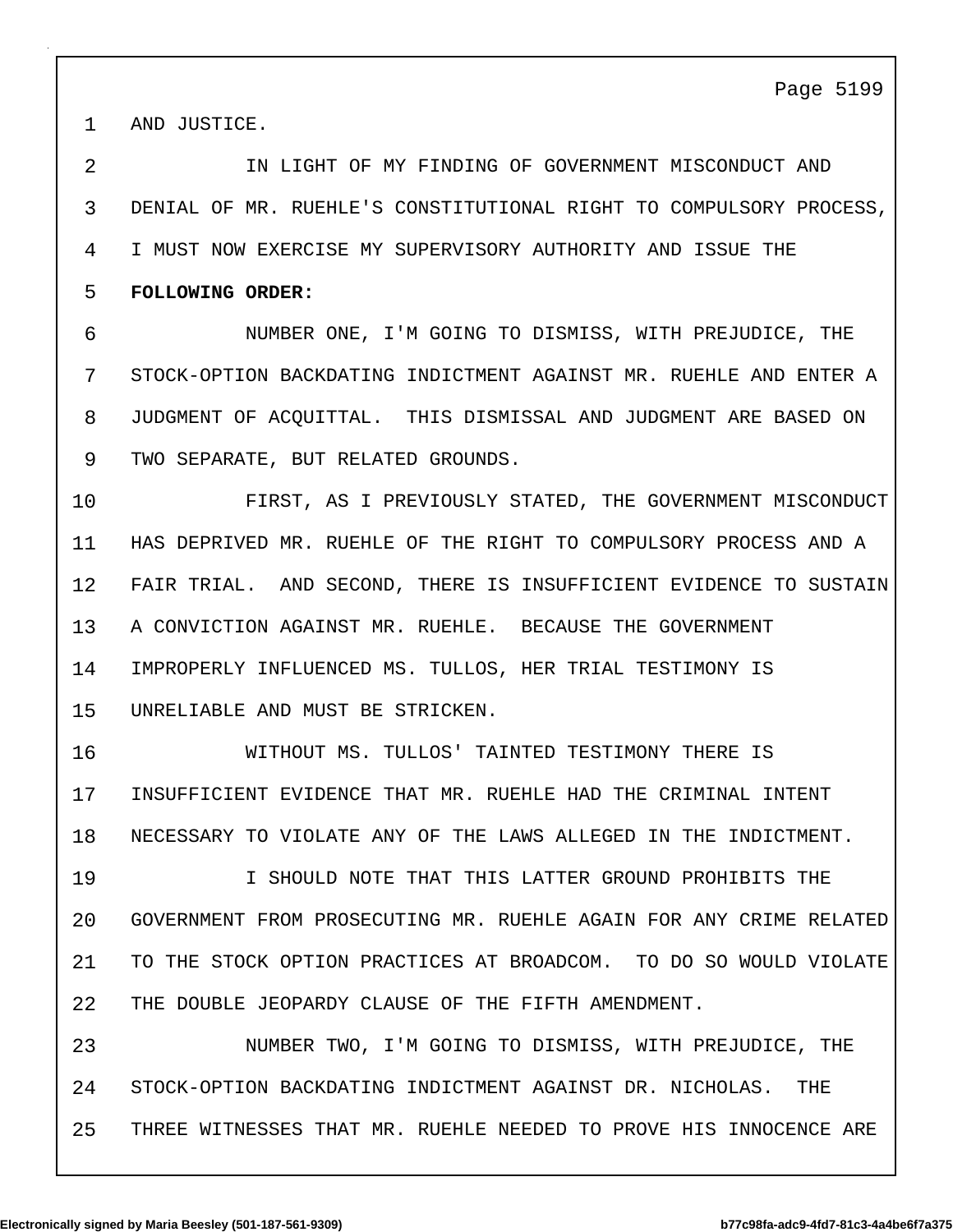AND JUSTICE.

IN LIGHT OF MY FINDING OF GOVERNMENT MISCONDUCT AND DENIAL OF MR. RUEHLE'S CONSTITUTIONAL RIGHT TO COMPULSORY PROCESS, I MUST NOW EXERCISE MY SUPERVISORY AUTHORITY AND ISSUE THE **FOLLOWING ORDER:**

NUMBER ONE, I'M GOING TO DISMISS, WITH PREJUDICE, THE STOCK-OPTION BACKDATING INDICTMENT AGAINST MR. RUEHLE AND ENTER A JUDGMENT OF ACQUITTAL. THIS DISMISSAL AND JUDGMENT ARE BASED ON TWO SEPARATE, BUT RELATED GROUNDS.

FIRST, AS I PREVIOUSLY STATED, THE GOVERNMENT MISCONDUCT HAS DEPRIVED MR. RUEHLE OF THE RIGHT TO COMPULSORY PROCESS AND A FAIR TRIAL. AND SECOND, THERE IS INSUFFICIENT EVIDENCE TO SUSTAIN A CONVICTION AGAINST MR. RUEHLE. BECAUSE THE GOVERNMENT IMPROPERLY INFLUENCED MS. TULLOS, HER TRIAL TESTIMONY IS UNRELIABLE AND MUST BE STRICKEN.

WITHOUT MS. TULLOS' TAINTED TESTIMONY THERE IS INSUFFICIENT EVIDENCE THAT MR. RUEHLE HAD THE CRIMINAL INTENT NECESSARY TO VIOLATE ANY OF THE LAWS ALLEGED IN THE INDICTMENT.

I SHOULD NOTE THAT THIS LATTER GROUND PROHIBITS THE GOVERNMENT FROM PROSECUTING MR. RUEHLE AGAIN FOR ANY CRIME RELATED TO THE STOCK OPTION PRACTICES AT BROADCOM. TO DO SO WOULD VIOLATE THE DOUBLE JEOPARDY CLAUSE OF THE FIFTH AMENDMENT.

NUMBER TWO, I'M GOING TO DISMISS, WITH PREJUDICE, THE STOCK-OPTION BACKDATING INDICTMENT AGAINST DR. NICHOLAS. THE THREE WITNESSES THAT MR. RUEHLE NEEDED TO PROVE HIS INNOCENCE ARE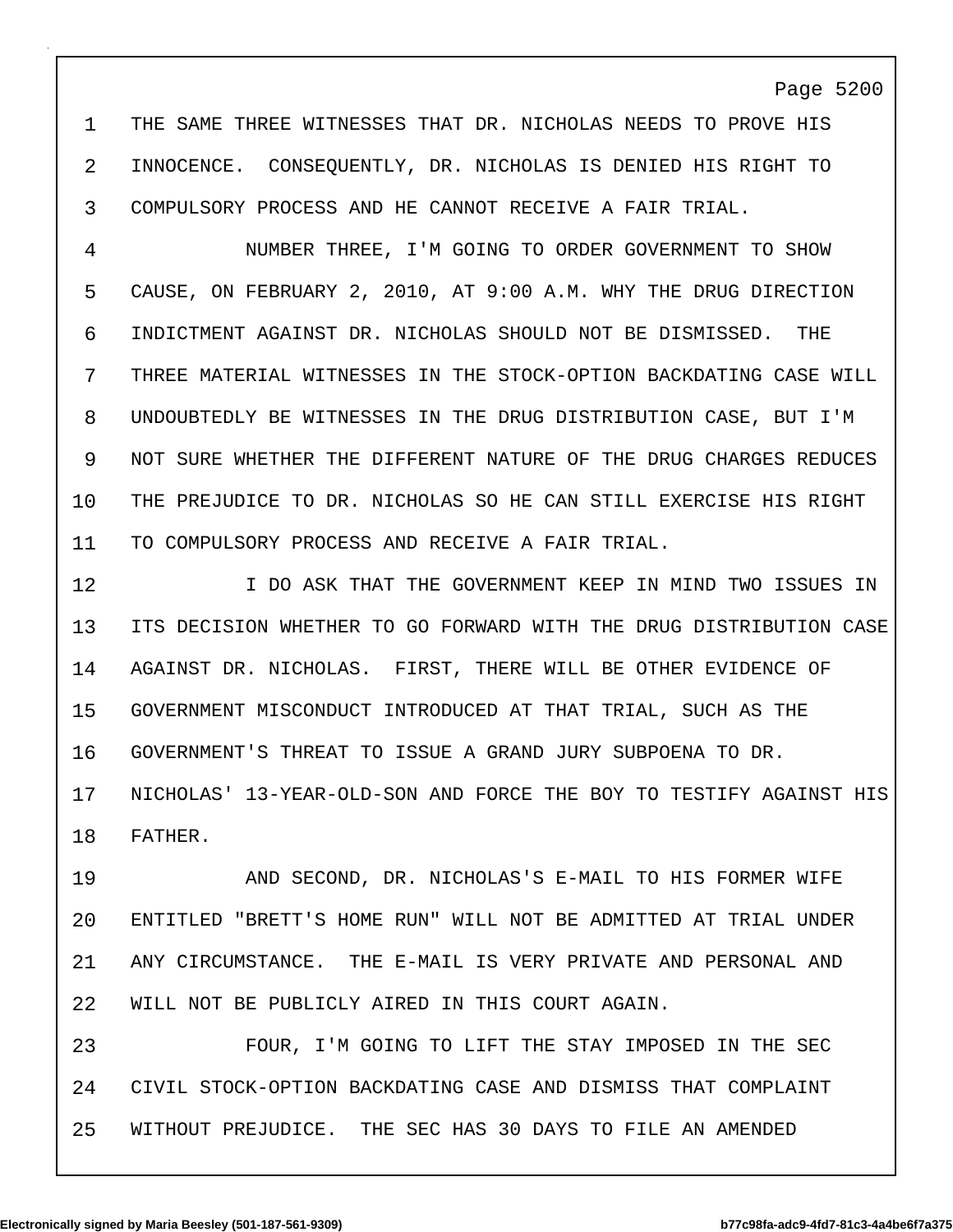THE SAME THREE WITNESSES THAT DR. NICHOLAS NEEDS TO PROVE HIS INNOCENCE. CONSEQUENTLY, DR. NICHOLAS IS DENIED HIS RIGHT TO COMPULSORY PROCESS AND HE CANNOT RECEIVE A FAIR TRIAL.

NUMBER THREE, I'M GOING TO ORDER GOVERNMENT TO SHOW CAUSE, ON FEBRUARY 2, 2010, AT 9:00 A.M. WHY THE DRUG DIRECTION INDICTMENT AGAINST DR. NICHOLAS SHOULD NOT BE DISMISSED. THE THREE MATERIAL WITNESSES IN THE STOCK-OPTION BACKDATING CASE WILL UNDOUBTEDLY BE WITNESSES IN THE DRUG DISTRIBUTION CASE, BUT I'M NOT SURE WHETHER THE DIFFERENT NATURE OF THE DRUG CHARGES REDUCES THE PREJUDICE TO DR. NICHOLAS SO HE CAN STILL EXERCISE HIS RIGHT TO COMPULSORY PROCESS AND RECEIVE A FAIR TRIAL.

I DO ASK THAT THE GOVERNMENT KEEP IN MIND TWO ISSUES IN ITS DECISION WHETHER TO GO FORWARD WITH THE DRUG DISTRIBUTION CASE AGAINST DR. NICHOLAS. FIRST, THERE WILL BE OTHER EVIDENCE OF GOVERNMENT MISCONDUCT INTRODUCED AT THAT TRIAL, SUCH AS THE GOVERNMENT'S THREAT TO ISSUE A GRAND JURY SUBPOENA TO DR. NICHOLAS' 13-YEAR-OLD-SON AND FORCE THE BOY TO TESTIFY AGAINST HIS FATHER.

AND SECOND, DR. NICHOLAS'S E-MAIL TO HIS FORMER WIFE ENTITLED "BRETT'S HOME RUN" WILL NOT BE ADMITTED AT TRIAL UNDER ANY CIRCUMSTANCE. THE E-MAIL IS VERY PRIVATE AND PERSONAL AND WILL NOT BE PUBLICLY AIRED IN THIS COURT AGAIN.

FOUR, I'M GOING TO LIFT THE STAY IMPOSED IN THE SEC CIVIL STOCK-OPTION BACKDATING CASE AND DISMISS THAT COMPLAINT WITHOUT PREJUDICE. THE SEC HAS 30 DAYS TO FILE AN AMENDED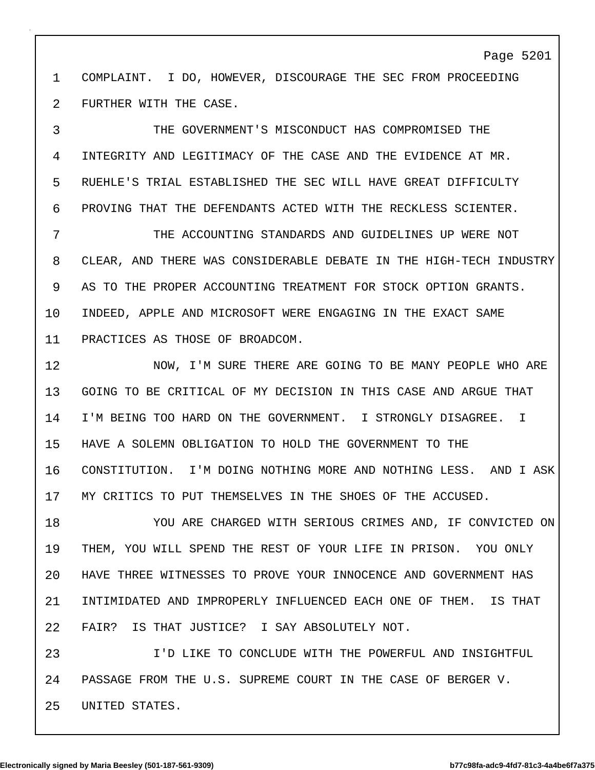COMPLAINT. I DO, HOWEVER, DISCOURAGE THE SEC FROM PROCEEDING FURTHER WITH THE CASE.

THE GOVERNMENT'S MISCONDUCT HAS COMPROMISED THE INTEGRITY AND LEGITIMACY OF THE CASE AND THE EVIDENCE AT MR. RUEHLE'S TRIAL ESTABLISHED THE SEC WILL HAVE GREAT DIFFICULTY PROVING THAT THE DEFENDANTS ACTED WITH THE RECKLESS SCIENTER.

THE ACCOUNTING STANDARDS AND GUIDELINES UP WERE NOT CLEAR, AND THERE WAS CONSIDERABLE DEBATE IN THE HIGH-TECH INDUSTRY AS TO THE PROPER ACCOUNTING TREATMENT FOR STOCK OPTION GRANTS. INDEED, APPLE AND MICROSOFT WERE ENGAGING IN THE EXACT SAME PRACTICES AS THOSE OF BROADCOM.

NOW, I'M SURE THERE ARE GOING TO BE MANY PEOPLE WHO ARE GOING TO BE CRITICAL OF MY DECISION IN THIS CASE AND ARGUE THAT I'M BEING TOO HARD ON THE GOVERNMENT. I STRONGLY DISAGREE. I HAVE A SOLEMN OBLIGATION TO HOLD THE GOVERNMENT TO THE CONSTITUTION. I'M DOING NOTHING MORE AND NOTHING LESS. AND I ASK MY CRITICS TO PUT THEMSELVES IN THE SHOES OF THE ACCUSED.

YOU ARE CHARGED WITH SERIOUS CRIMES AND, IF CONVICTED ON THEM, YOU WILL SPEND THE REST OF YOUR LIFE IN PRISON. YOU ONLY HAVE THREE WITNESSES TO PROVE YOUR INNOCENCE AND GOVERNMENT HAS INTIMIDATED AND IMPROPERLY INFLUENCED EACH ONE OF THEM. IS THAT FAIR? IS THAT JUSTICE? I SAY ABSOLUTELY NOT.

I'D LIKE TO CONCLUDE WITH THE POWERFUL AND INSIGHTFUL PASSAGE FROM THE U.S. SUPREME COURT IN THE CASE OF BERGER V. UNITED STATES.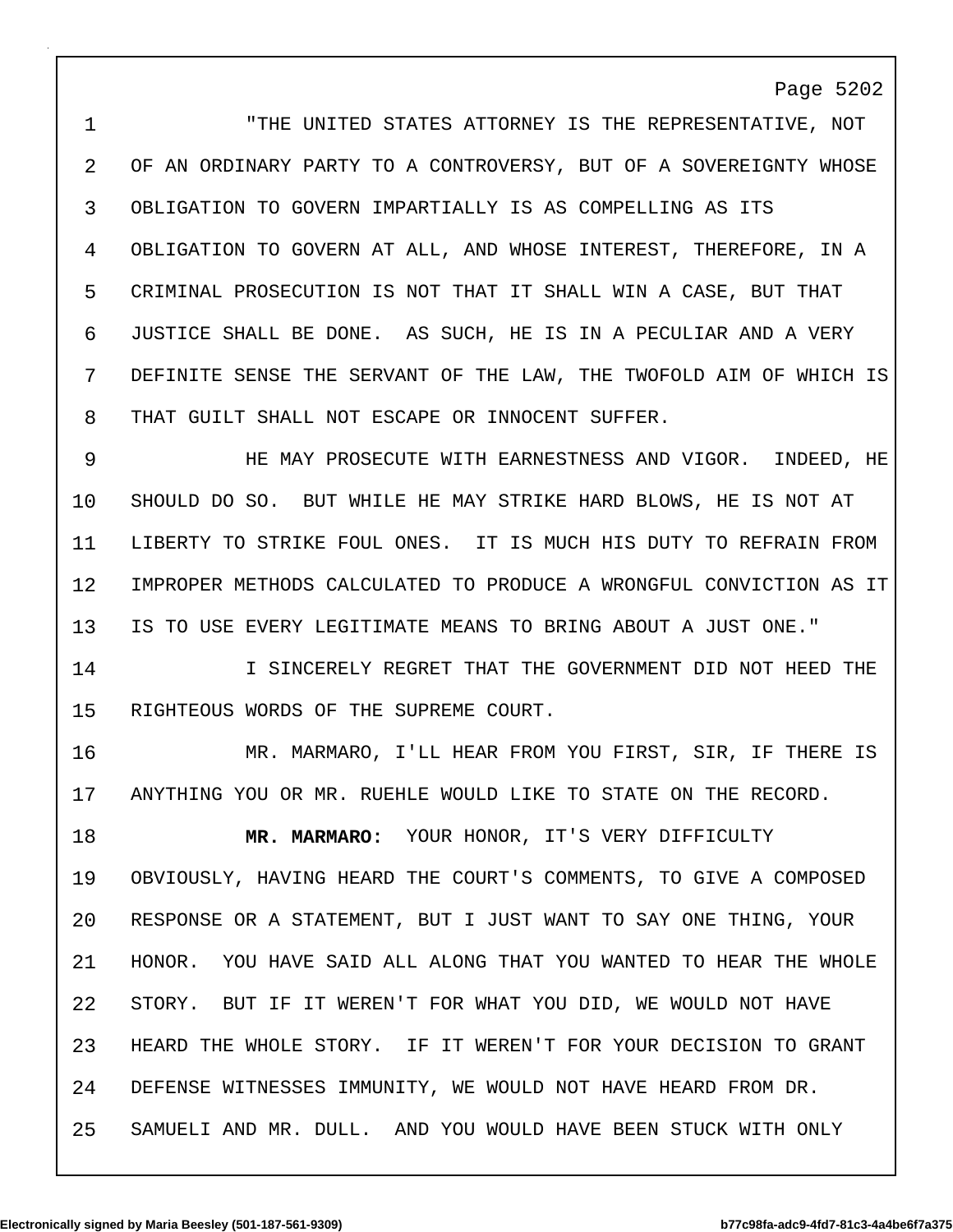"THE UNITED STATES ATTORNEY IS THE REPRESENTATIVE, NOT OF AN ORDINARY PARTY TO A CONTROVERSY, BUT OF A SOVEREIGNTY WHOSE OBLIGATION TO GOVERN IMPARTIALLY IS AS COMPELLING AS ITS OBLIGATION TO GOVERN AT ALL, AND WHOSE INTEREST, THEREFORE, IN A CRIMINAL PROSECUTION IS NOT THAT IT SHALL WIN A CASE, BUT THAT JUSTICE SHALL BE DONE. AS SUCH, HE IS IN A PECULIAR AND A VERY DEFINITE SENSE THE SERVANT OF THE LAW, THE TWOFOLD AIM OF WHICH IS THAT GUILT SHALL NOT ESCAPE OR INNOCENT SUFFER.

HE MAY PROSECUTE WITH EARNESTNESS AND VIGOR. INDEED, HE SHOULD DO SO. BUT WHILE HE MAY STRIKE HARD BLOWS, HE IS NOT AT LIBERTY TO STRIKE FOUL ONES. IT IS MUCH HIS DUTY TO REFRAIN FROM IMPROPER METHODS CALCULATED TO PRODUCE A WRONGFUL CONVICTION AS IT IS TO USE EVERY LEGITIMATE MEANS TO BRING ABOUT A JUST ONE."

I SINCERELY REGRET THAT THE GOVERNMENT DID NOT HEED THE RIGHTEOUS WORDS OF THE SUPREME COURT.

MR. MARMARO, I'LL HEAR FROM YOU FIRST, SIR, IF THERE IS ANYTHING YOU OR MR. RUEHLE WOULD LIKE TO STATE ON THE RECORD.

**MR. MARMARO:** YOUR HONOR, IT'S VERY DIFFICULTY OBVIOUSLY, HAVING HEARD THE COURT'S COMMENTS, TO GIVE A COMPOSED RESPONSE OR A STATEMENT, BUT I JUST WANT TO SAY ONE THING, YOUR HONOR. YOU HAVE SAID ALL ALONG THAT YOU WANTED TO HEAR THE WHOLE STORY. BUT IF IT WEREN'T FOR WHAT YOU DID, WE WOULD NOT HAVE HEARD THE WHOLE STORY. IF IT WEREN'T FOR YOUR DECISION TO GRANT DEFENSE WITNESSES IMMUNITY, WE WOULD NOT HAVE HEARD FROM DR. SAMUELI AND MR. DULL. AND YOU WOULD HAVE BEEN STUCK WITH ONLY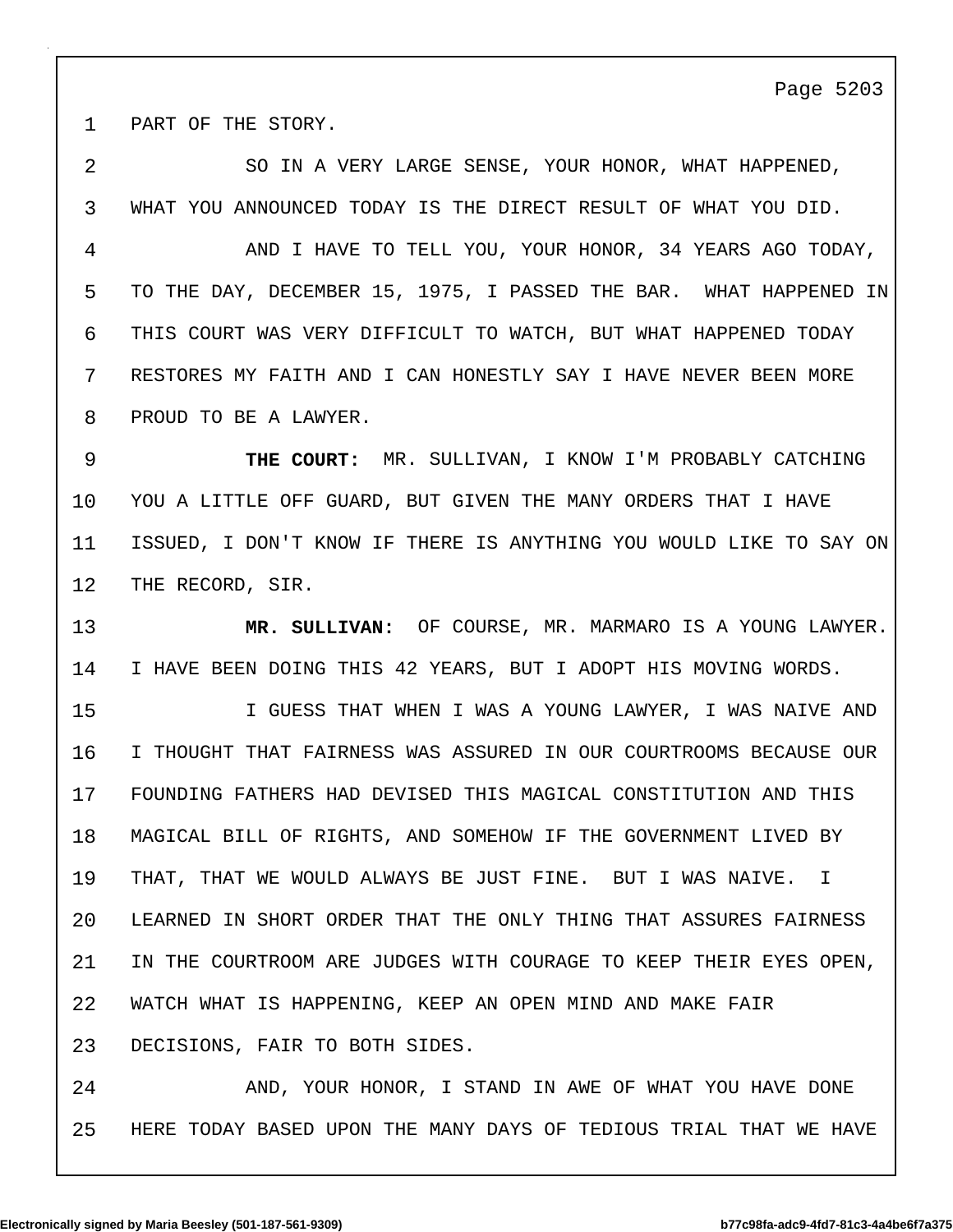PART OF THE STORY.

SO IN A VERY LARGE SENSE, YOUR HONOR, WHAT HAPPENED, WHAT YOU ANNOUNCED TODAY IS THE DIRECT RESULT OF WHAT YOU DID.

AND I HAVE TO TELL YOU, YOUR HONOR, 34 YEARS AGO TODAY, TO THE DAY, DECEMBER 15, 1975, I PASSED THE BAR. WHAT HAPPENED IN THIS COURT WAS VERY DIFFICULT TO WATCH, BUT WHAT HAPPENED TODAY RESTORES MY FAITH AND I CAN HONESTLY SAY I HAVE NEVER BEEN MORE PROUD TO BE A LAWYER.

**THE COURT:** MR. SULLIVAN, I KNOW I'M PROBABLY CATCHING YOU A LITTLE OFF GUARD, BUT GIVEN THE MANY ORDERS THAT I HAVE ISSUED, I DON'T KNOW IF THERE IS ANYTHING YOU WOULD LIKE TO SAY ON THE RECORD, SIR.

**MR. SULLIVAN:** OF COURSE, MR. MARMARO IS A YOUNG LAWYER. I HAVE BEEN DOING THIS 42 YEARS, BUT I ADOPT HIS MOVING WORDS.

I GUESS THAT WHEN I WAS A YOUNG LAWYER, I WAS NAIVE AND I THOUGHT THAT FAIRNESS WAS ASSURED IN OUR COURTROOMS BECAUSE OUR FOUNDING FATHERS HAD DEVISED THIS MAGICAL CONSTITUTION AND THIS MAGICAL BILL OF RIGHTS, AND SOMEHOW IF THE GOVERNMENT LIVED BY THAT, THAT WE WOULD ALWAYS BE JUST FINE. BUT I WAS NAIVE. I LEARNED IN SHORT ORDER THAT THE ONLY THING THAT ASSURES FAIRNESS IN THE COURTROOM ARE JUDGES WITH COURAGE TO KEEP THEIR EYES OPEN, WATCH WHAT IS HAPPENING, KEEP AN OPEN MIND AND MAKE FAIR DECISIONS, FAIR TO BOTH SIDES.

AND, YOUR HONOR, I STAND IN AWE OF WHAT YOU HAVE DONE HERE TODAY BASED UPON THE MANY DAYS OF TEDIOUS TRIAL THAT WE HAVE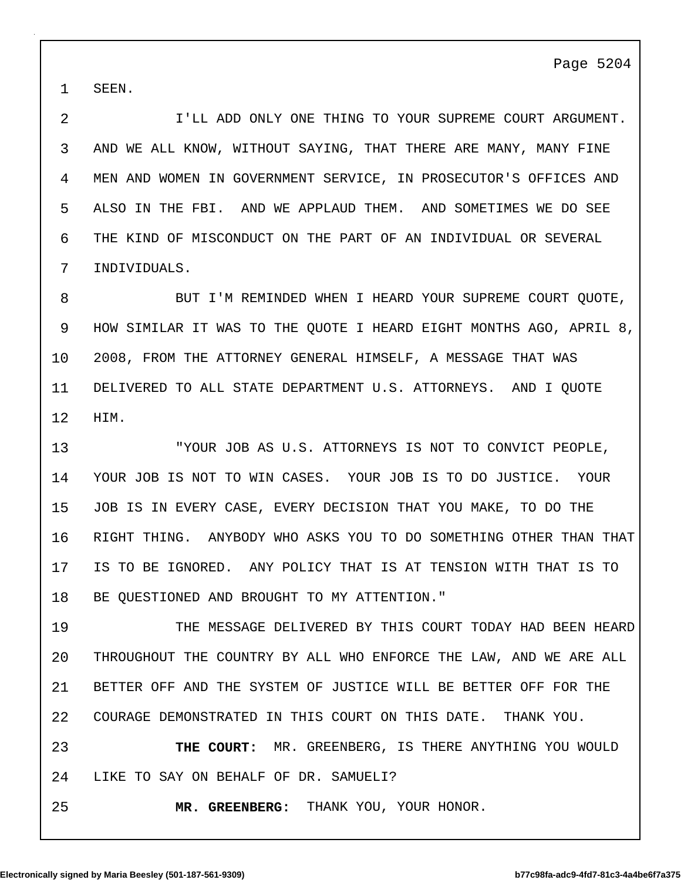SEEN.

I'LL ADD ONLY ONE THING TO YOUR SUPREME COURT ARGUMENT. AND WE ALL KNOW, WITHOUT SAYING, THAT THERE ARE MANY, MANY FINE MEN AND WOMEN IN GOVERNMENT SERVICE, IN PROSECUTOR'S OFFICES AND ALSO IN THE FBI. AND WE APPLAUD THEM. AND SOMETIMES WE DO SEE THE KIND OF MISCONDUCT ON THE PART OF AN INDIVIDUAL OR SEVERAL INDIVIDUALS.

BUT I'M REMINDED WHEN I HEARD YOUR SUPREME COURT QUOTE, HOW SIMILAR IT WAS TO THE QUOTE I HEARD EIGHT MONTHS AGO, APRIL 8, 2008, FROM THE ATTORNEY GENERAL HIMSELF, A MESSAGE THAT WAS DELIVERED TO ALL STATE DEPARTMENT U.S. ATTORNEYS. AND I QUOTE HIM.

"YOUR JOB AS U.S. ATTORNEYS IS NOT TO CONVICT PEOPLE, YOUR JOB IS NOT TO WIN CASES. YOUR JOB IS TO DO JUSTICE. YOUR JOB IS IN EVERY CASE, EVERY DECISION THAT YOU MAKE, TO DO THE RIGHT THING. ANYBODY WHO ASKS YOU TO DO SOMETHING OTHER THAN THAT IS TO BE IGNORED. ANY POLICY THAT IS AT TENSION WITH THAT IS TO BE QUESTIONED AND BROUGHT TO MY ATTENTION."

THE MESSAGE DELIVERED BY THIS COURT TODAY HAD BEEN HEARD THROUGHOUT THE COUNTRY BY ALL WHO ENFORCE THE LAW, AND WE ARE ALL BETTER OFF AND THE SYSTEM OF JUSTICE WILL BE BETTER OFF FOR THE COURAGE DEMONSTRATED IN THIS COURT ON THIS DATE. THANK YOU.

**THE COURT:** MR. GREENBERG, IS THERE ANYTHING YOU WOULD LIKE TO SAY ON BEHALF OF DR. SAMUELI?

**MR. GREENBERG:** THANK YOU, YOUR HONOR.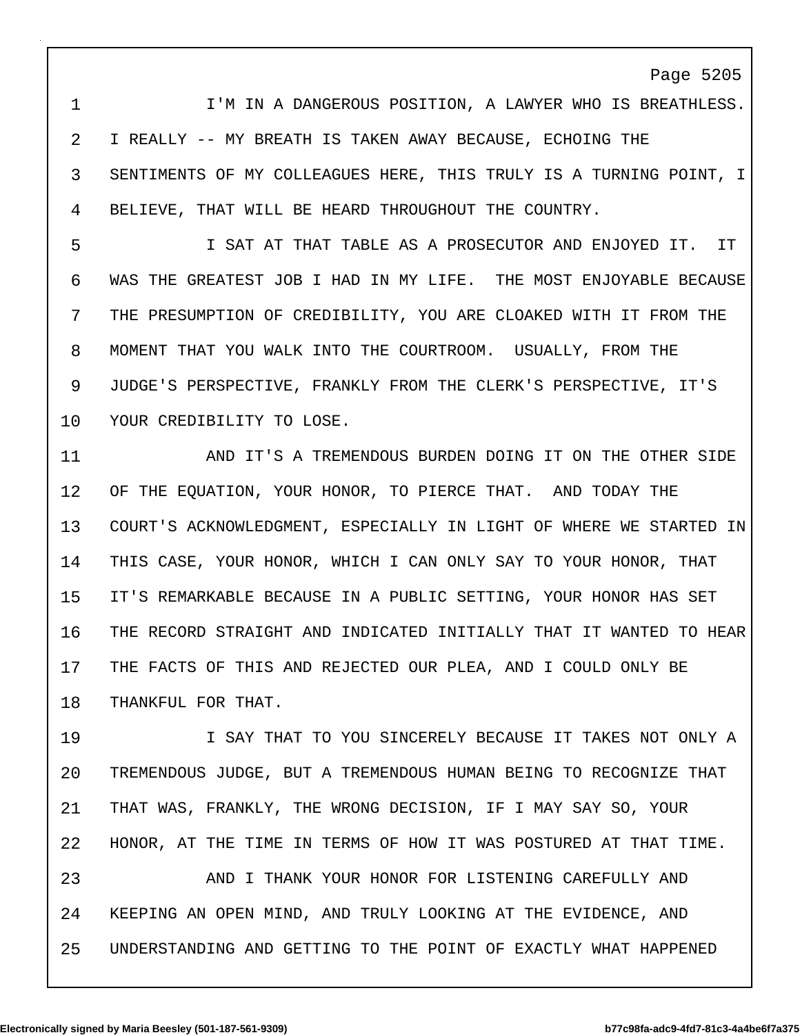I'M IN A DANGEROUS POSITION, A LAWYER WHO IS BREATHLESS. I REALLY -- MY BREATH IS TAKEN AWAY BECAUSE, ECHOING THE SENTIMENTS OF MY COLLEAGUES HERE, THIS TRULY IS A TURNING POINT, I BELIEVE, THAT WILL BE HEARD THROUGHOUT THE COUNTRY.

I SAT AT THAT TABLE AS A PROSECUTOR AND ENJOYED IT. IT WAS THE GREATEST JOB I HAD IN MY LIFE. THE MOST ENJOYABLE BECAUSE THE PRESUMPTION OF CREDIBILITY, YOU ARE CLOAKED WITH IT FROM THE MOMENT THAT YOU WALK INTO THE COURTROOM. USUALLY, FROM THE JUDGE'S PERSPECTIVE, FRANKLY FROM THE CLERK'S PERSPECTIVE, IT'S YOUR CREDIBILITY TO LOSE.

AND IT'S A TREMENDOUS BURDEN DOING IT ON THE OTHER SIDE OF THE EQUATION, YOUR HONOR, TO PIERCE THAT. AND TODAY THE COURT'S ACKNOWLEDGMENT, ESPECIALLY IN LIGHT OF WHERE WE STARTED IN THIS CASE, YOUR HONOR, WHICH I CAN ONLY SAY TO YOUR HONOR, THAT IT'S REMARKABLE BECAUSE IN A PUBLIC SETTING, YOUR HONOR HAS SET THE RECORD STRAIGHT AND INDICATED INITIALLY THAT IT WANTED TO HEAR THE FACTS OF THIS AND REJECTED OUR PLEA, AND I COULD ONLY BE THANKFUL FOR THAT.

I SAY THAT TO YOU SINCERELY BECAUSE IT TAKES NOT ONLY A TREMENDOUS JUDGE, BUT A TREMENDOUS HUMAN BEING TO RECOGNIZE THAT THAT WAS, FRANKLY, THE WRONG DECISION, IF I MAY SAY SO, YOUR HONOR, AT THE TIME IN TERMS OF HOW IT WAS POSTURED AT THAT TIME.

AND I THANK YOUR HONOR FOR LISTENING CAREFULLY AND KEEPING AN OPEN MIND, AND TRULY LOOKING AT THE EVIDENCE, AND UNDERSTANDING AND GETTING TO THE POINT OF EXACTLY WHAT HAPPENED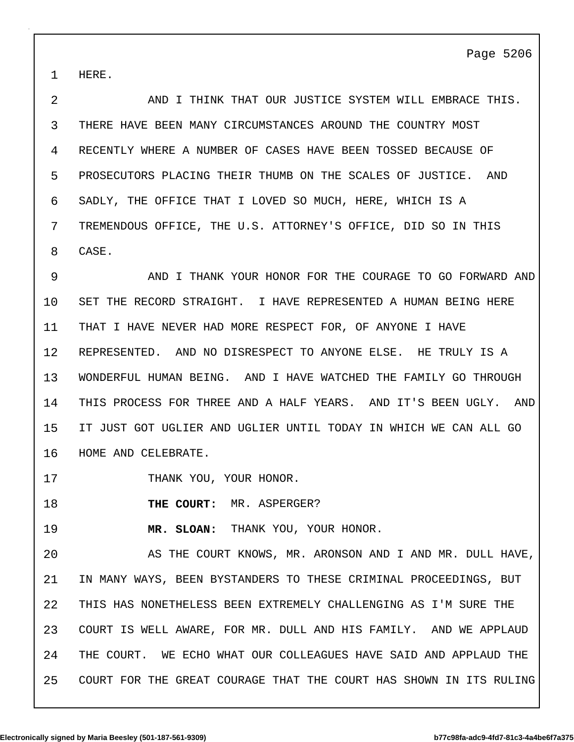HERE.

AND I THINK THAT OUR JUSTICE SYSTEM WILL EMBRACE THIS. THERE HAVE BEEN MANY CIRCUMSTANCES AROUND THE COUNTRY MOST RECENTLY WHERE A NUMBER OF CASES HAVE BEEN TOSSED BECAUSE OF PROSECUTORS PLACING THEIR THUMB ON THE SCALES OF JUSTICE. AND SADLY, THE OFFICE THAT I LOVED SO MUCH, HERE, WHICH IS A TREMENDOUS OFFICE, THE U.S. ATTORNEY'S OFFICE, DID SO IN THIS CASE.

AND I THANK YOUR HONOR FOR THE COURAGE TO GO FORWARD AND SET THE RECORD STRAIGHT. I HAVE REPRESENTED A HUMAN BEING HERE THAT I HAVE NEVER HAD MORE RESPECT FOR, OF ANYONE I HAVE REPRESENTED. AND NO DISRESPECT TO ANYONE ELSE. HE TRULY IS A WONDERFUL HUMAN BEING. AND I HAVE WATCHED THE FAMILY GO THROUGH THIS PROCESS FOR THREE AND A HALF YEARS. AND IT'S BEEN UGLY. AND IT JUST GOT UGLIER AND UGLIER UNTIL TODAY IN WHICH WE CAN ALL GO HOME AND CELEBRATE.

THANK YOU, YOUR HONOR.

**THE COURT:** MR. ASPERGER?

**MR. SLOAN:** THANK YOU, YOUR HONOR.

AS THE COURT KNOWS, MR. ARONSON AND I AND MR. DULL HAVE, IN MANY WAYS, BEEN BYSTANDERS TO THESE CRIMINAL PROCEEDINGS, BUT THIS HAS NONETHELESS BEEN EXTREMELY CHALLENGING AS I'M SURE THE COURT IS WELL AWARE, FOR MR. DULL AND HIS FAMILY. AND WE APPLAUD THE COURT. WE ECHO WHAT OUR COLLEAGUES HAVE SAID AND APPLAUD THE COURT FOR THE GREAT COURAGE THAT THE COURT HAS SHOWN IN ITS RULING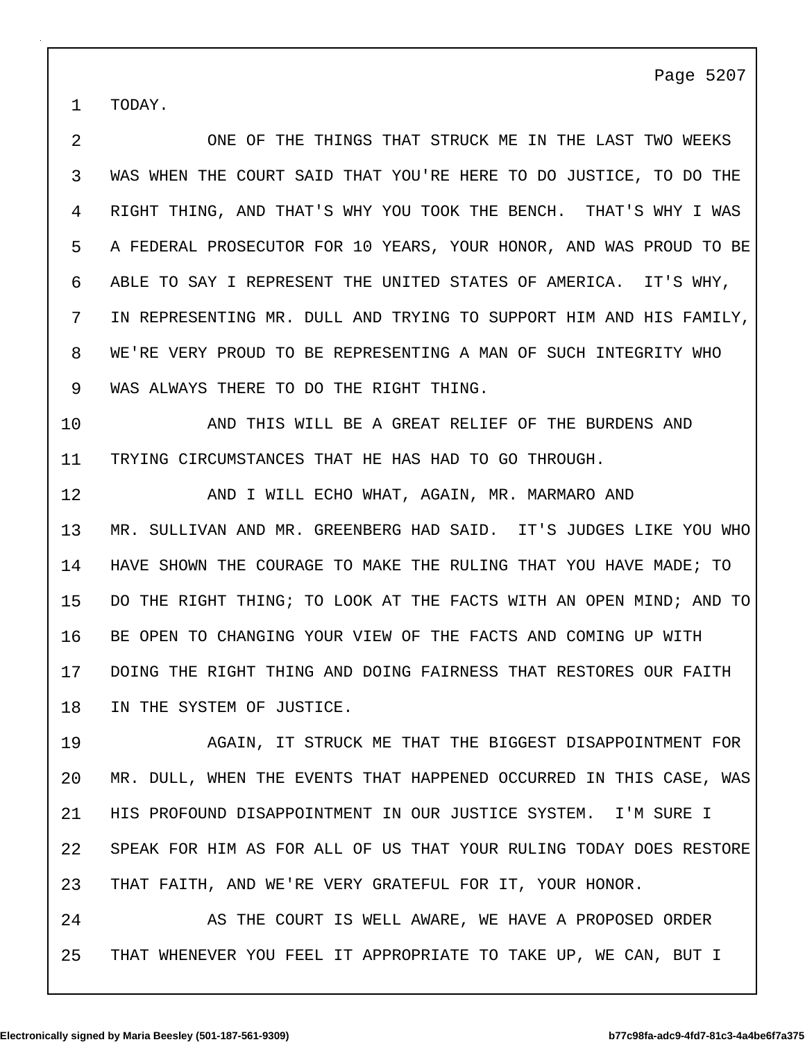1 TODAY.

2 ONE OF THE THINGS THAT STRUCK ME IN THE LAST TWO WEEKS
3 WAS WHEN THE COURT SAID THAT YOU'RE HERE TO DO JUSTICE, TO DO THE
4 RIGHT THING, AND THAT'S WHY YOU TOOK THE BENCH. THAT'S WHY I WAS
5 A FEDERAL PROSECUTOR FOR 10 YEARS, YOUR HONOR, AND WAS PROUD TO BE
6 ABLE TO SAY I REPRESENT THE UNITED STATES OF AMERICA. IT'S WHY,
7 IN REPRESENTING MR. DULL AND TRYING TO SUPPORT HIM AND HIS FAMILY,
8 WE'RE VERY PROUD TO BE REPRESENTING A MAN OF SUCH INTEGRITY WHO
9 WAS ALWAYS THERE TO DO THE RIGHT THING.

10 AND THIS WILL BE A GREAT RELIEF OF THE BURDENS AND
11 TRYING CIRCUMSTANCES THAT HE HAS HAD TO GO THROUGH.

12 AND I WILL ECHO WHAT, AGAIN, MR. MARMARO AND
13 MR. SULLIVAN AND MR. GREENBERG HAD SAID. IT'S JUDGES LIKE YOU WHO
14 HAVE SHOWN THE COURAGE TO MAKE THE RULING THAT YOU HAVE MADE; TO
15 DO THE RIGHT THING; TO LOOK AT THE FACTS WITH AN OPEN MIND; AND TO
16 BE OPEN TO CHANGING YOUR VIEW OF THE FACTS AND COMING UP WITH
17 DOING THE RIGHT THING AND DOING FAIRNESS THAT RESTORES OUR FAITH
18 IN THE SYSTEM OF JUSTICE.

19 AGAIN, IT STRUCK ME THAT THE BIGGEST DISAPPOINTMENT FOR
20 MR. DULL, WHEN THE EVENTS THAT HAPPENED OCCURRED IN THIS CASE, WAS
21 HIS PROFOUND DISAPPOINTMENT IN OUR JUSTICE SYSTEM. I'M SURE I
22 SPEAK FOR HIM AS FOR ALL OF US THAT YOUR RULING TODAY DOES RESTORE
23 THAT FAITH, AND WE'RE VERY GRATEFUL FOR IT, YOUR HONOR.

24 AS THE COURT IS WELL AWARE, WE HAVE A PROPOSED ORDER
25 THAT WHENEVER YOU FEEL IT APPROPRIATE TO TAKE UP, WE CAN, BUT I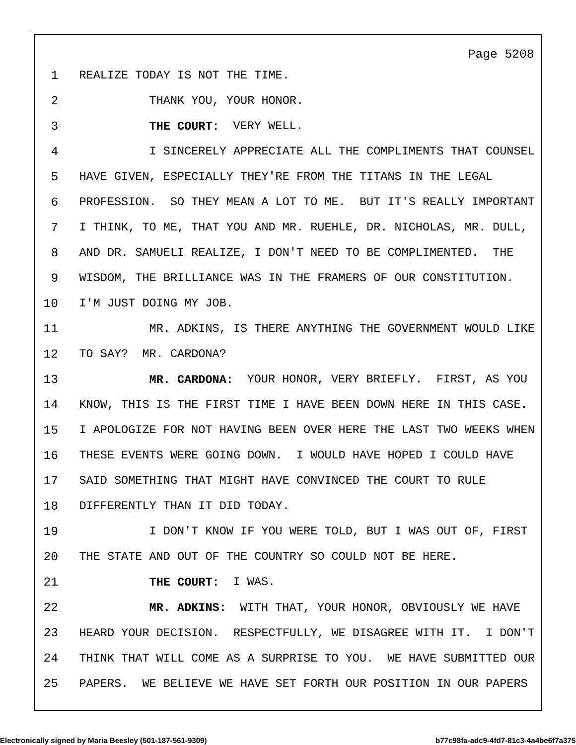REALIZE TODAY IS NOT THE TIME.

THANK YOU, YOUR HONOR.

**THE COURT:** VERY WELL.

I SINCERELY APPRECIATE ALL THE COMPLIMENTS THAT COUNSEL HAVE GIVEN, ESPECIALLY THEY'RE FROM THE TITANS IN THE LEGAL PROFESSION. SO THEY MEAN A LOT TO ME. BUT IT'S REALLY IMPORTANT I THINK, TO ME, THAT YOU AND MR. RUEHLE, DR. NICHOLAS, MR. DULL, AND DR. SAMUELI REALIZE, I DON'T NEED TO BE COMPLIMENTED. THE WISDOM, THE BRILLIANCE WAS IN THE FRAMERS OF OUR CONSTITUTION. I'M JUST DOING MY JOB.

MR. ADKINS, IS THERE ANYTHING THE GOVERNMENT WOULD LIKE TO SAY? MR. CARDONA?

**MR. CARDONA:** YOUR HONOR, VERY BRIEFLY. FIRST, AS YOU KNOW, THIS IS THE FIRST TIME I HAVE BEEN DOWN HERE IN THIS CASE. I APOLOGIZE FOR NOT HAVING BEEN OVER HERE THE LAST TWO WEEKS WHEN THESE EVENTS WERE GOING DOWN. I WOULD HAVE HOPED I COULD HAVE SAID SOMETHING THAT MIGHT HAVE CONVINCED THE COURT TO RULE DIFFERENTLY THAN IT DID TODAY.

I DON'T KNOW IF YOU WERE TOLD, BUT I WAS OUT OF, FIRST THE STATE AND OUT OF THE COUNTRY SO COULD NOT BE HERE.

**THE COURT:** I WAS.

**MR. ADKINS:** WITH THAT, YOUR HONOR, OBVIOUSLY WE HAVE HEARD YOUR DECISION. RESPECTFULLY, WE DISAGREE WITH IT. I DON'T THINK THAT WILL COME AS A SURPRISE TO YOU. WE HAVE SUBMITTED OUR PAPERS. WE BELIEVE WE HAVE SET FORTH OUR POSITION IN OUR PAPERS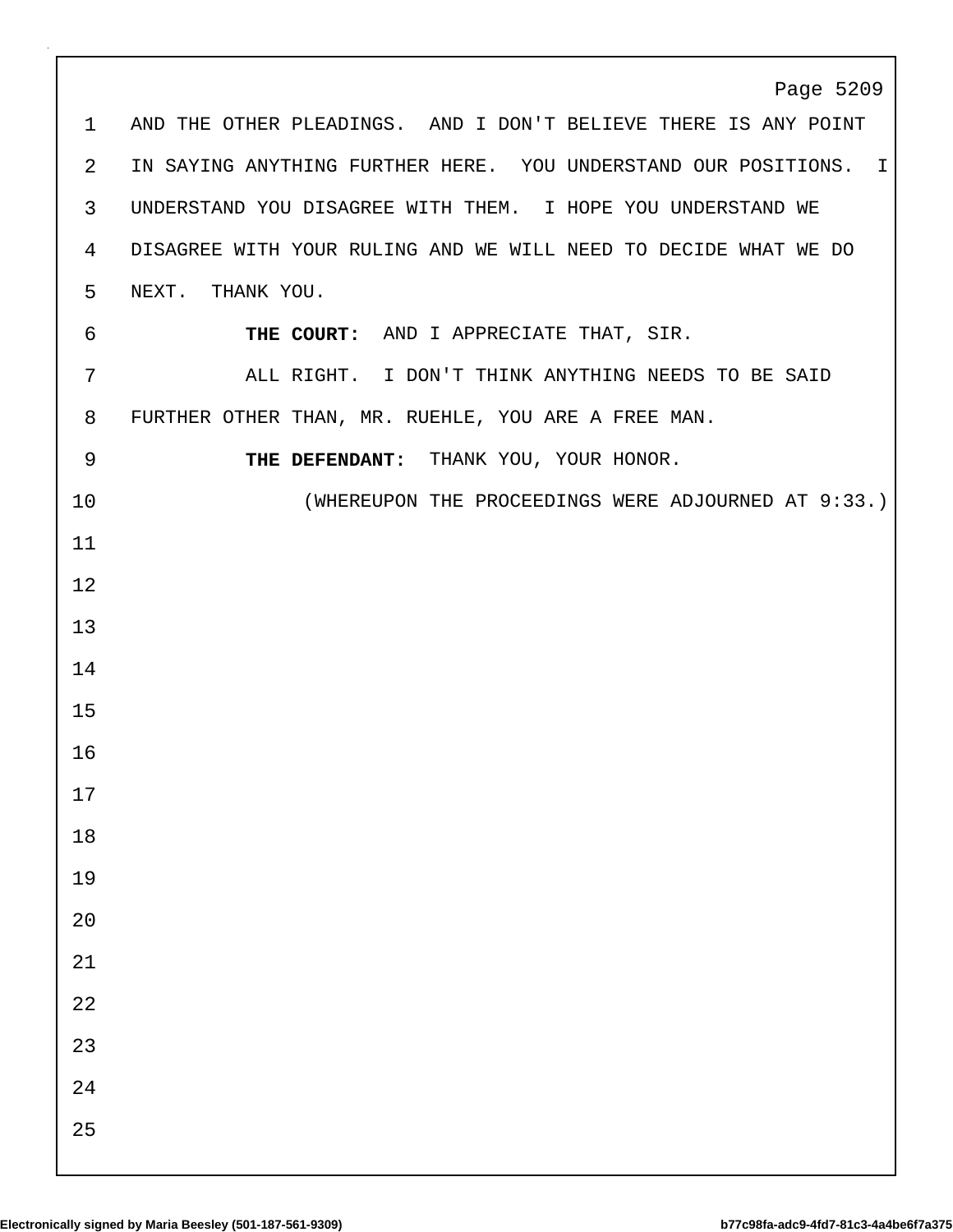AND THE OTHER PLEADINGS. AND I DON'T BELIEVE THERE IS ANY POINT IN SAYING ANYTHING FURTHER HERE. YOU UNDERSTAND OUR POSITIONS. I UNDERSTAND YOU DISAGREE WITH THEM. I HOPE YOU UNDERSTAND WE DISAGREE WITH YOUR RULING AND WE WILL NEED TO DECIDE WHAT WE DO NEXT. THANK YOU.

**THE COURT:** AND I APPRECIATE THAT, SIR.

ALL RIGHT. I DON'T THINK ANYTHING NEEDS TO BE SAID FURTHER OTHER THAN, MR. RUEHLE, YOU ARE A FREE MAN.

**THE DEFENDANT:** THANK YOU, YOUR HONOR.

(WHEREUPON THE PROCEEDINGS WERE ADJOURNED AT 9:33.)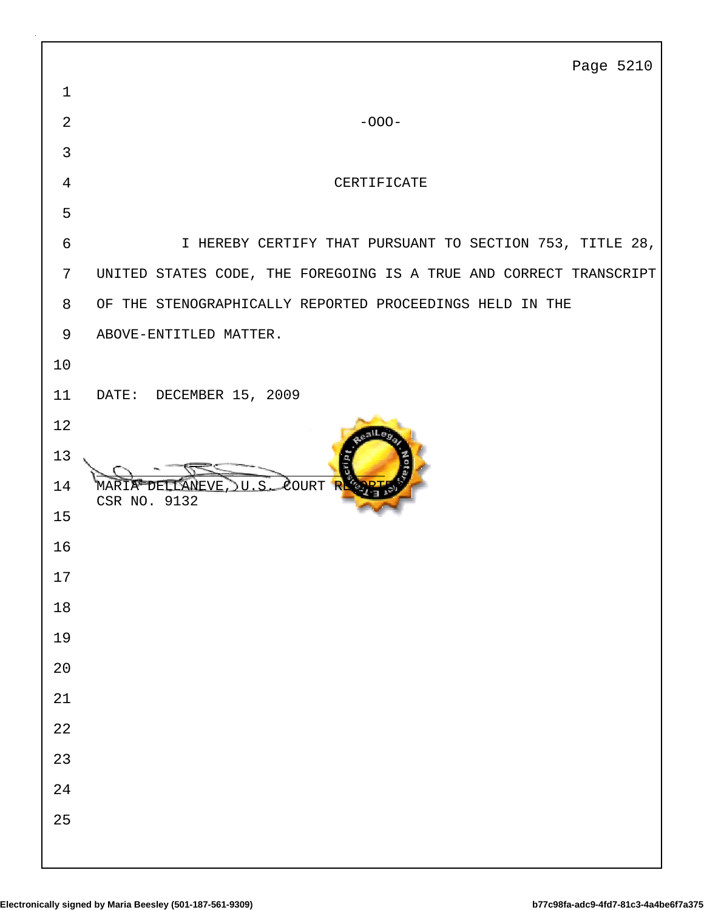-OOO-

CERTIFICATE

I HEREBY CERTIFY THAT PURSUANT TO SECTION 753, TITLE 28, UNITED STATES CODE, THE FOREGOING IS A TRUE AND CORRECT TRANSCRIPT OF THE STENOGRAPHICALLY REPORTED PROCEEDINGS HELD IN THE ABOVE-ENTITLED MATTER.

DATE: DECEMBER 15, 2009

MARIA DELLANEVE, U.S. COURT REPORTER
CSR NO. 9132

Electronically signed by Maria Beesley (501-187-561-9309)

b77c98fa-adc9-4fd7-81c3-4a4be6f7a375